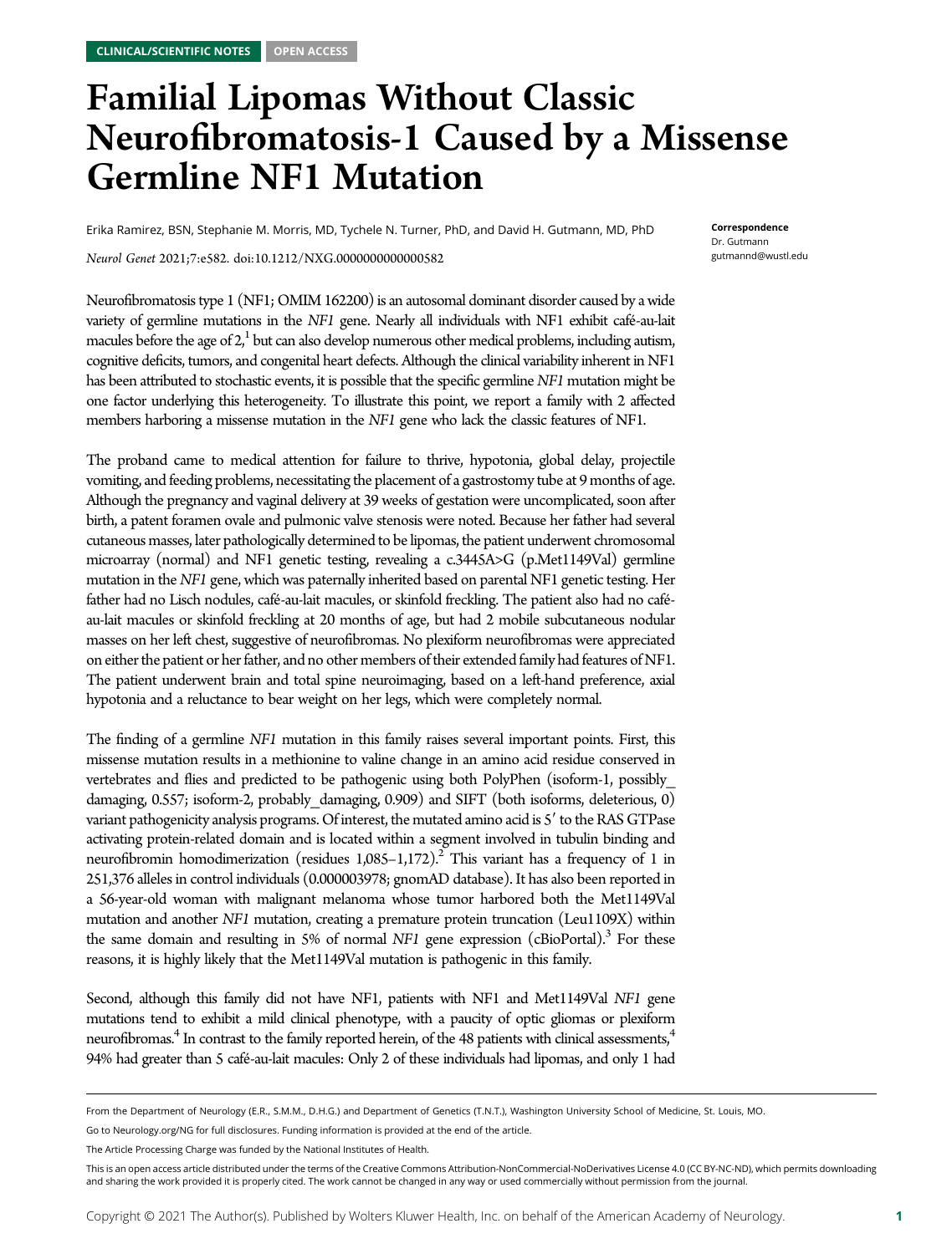CLINICAL/SCIENTIFIC NOTES OPEN ACCESS

# Familial Lipomas Without Classic Neurofibromatosis-1 Caused by a Missense Germline NF1 Mutation

Erika Ramirez, BSN, Stephanie M. Morris, MD, Tychele N. Turner, PhD, and David H. Gutmann, MD, PhD

*Neurol Genet* 2021;7:e582. doi:10.1212/NXG.0000000000000582

**Correspondence**
Dr. Gutmann
gutmannd@wustl.edu

Neurofibromatosis type 1 (NF1; OMIM 162200) is an autosomal dominant disorder caused by a wide variety of germline mutations in the *NF1* gene. Nearly all individuals with NF1 exhibit café-au-lait macules before the age of 2,[1] but can also develop numerous other medical problems, including autism, cognitive deficits, tumors, and congenital heart defects. Although the clinical variability inherent in NF1 has been attributed to stochastic events, it is possible that the specific germline *NF1* mutation might be one factor underlying this heterogeneity. To illustrate this point, we report a family with 2 affected members harboring a missense mutation in the *NF1* gene who lack the classic features of NF1.

The proband came to medical attention for failure to thrive, hypotonia, global delay, projectile vomiting, and feeding problems, necessitating the placement of a gastrostomy tube at 9 months of age. Although the pregnancy and vaginal delivery at 39 weeks of gestation were uncomplicated, soon after birth, a patent foramen ovale and pulmonic valve stenosis were noted. Because her father had several cutaneous masses, later pathologically determined to be lipomas, the patient underwent chromosomal microarray (normal) and NF1 genetic testing, revealing a c.3445A>G (p.Met1149Val) germline mutation in the *NF1* gene, which was paternally inherited based on parental NF1 genetic testing. Her father had no Lisch nodules, café-au-lait macules, or skinfold freckling. The patient also had no café-au-lait macules or skinfold freckling at 20 months of age, but had 2 mobile subcutaneous nodular masses on her left chest, suggestive of neurofibromas. No plexiform neurofibromas were appreciated on either the patient or her father, and no other members of their extended family had features of NF1. The patient underwent brain and total spine neuroimaging, based on a left-hand preference, axial hypotonia and a reluctance to bear weight on her legs, which were completely normal.

The finding of a germline *NF1* mutation in this family raises several important points. First, this missense mutation results in a methionine to valine change in an amino acid residue conserved in vertebrates and flies and predicted to be pathogenic using both PolyPhen (isoform-1, possibly_damaging, 0.557; isoform-2, probably_damaging, 0.909) and SIFT (both isoforms, deleterious, 0) variant pathogenicity analysis programs. Of interest, the mutated amino acid is 5′ to the RAS GTPase activating protein-related domain and is located within a segment involved in tubulin binding and neurofibromin homodimerization (residues 1,085–1,172).[2] This variant has a frequency of 1 in 251,376 alleles in control individuals (0.000003978; gnomAD database). It has also been reported in a 56-year-old woman with malignant melanoma whose tumor harbored both the Met1149Val mutation and another *NF1* mutation, creating a premature protein truncation (Leu1109X) within the same domain and resulting in 5% of normal *NF1* gene expression (cBioPortal).[3] For these reasons, it is highly likely that the Met1149Val mutation is pathogenic in this family.

Second, although this family did not have NF1, patients with NF1 and Met1149Val *NF1* gene mutations tend to exhibit a mild clinical phenotype, with a paucity of optic gliomas or plexiform neurofibromas.[4] In contrast to the family reported herein, of the 48 patients with clinical assessments,[4] 94% had greater than 5 café-au-lait macules: Only 2 of these individuals had lipomas, and only 1 had

From the Department of Neurology (E.R., S.M.M., D.H.G.) and Department of Genetics (T.N.T.), Washington University School of Medicine, St. Louis, MO.

Go to Neurology.org/NG for full disclosures. Funding information is provided at the end of the article.

The Article Processing Charge was funded by the National Institutes of Health.

This is an open access article distributed under the terms of the Creative Commons Attribution-NonCommercial-NoDerivatives License 4.0 (CC BY-NC-ND), which permits downloading and sharing the work provided it is properly cited. The work cannot be changed in any way or used commercially without permission from the journal.

Copyright © 2021 The Author(s). Published by Wolters Kluwer Health, Inc. on behalf of the American Academy of Neurology.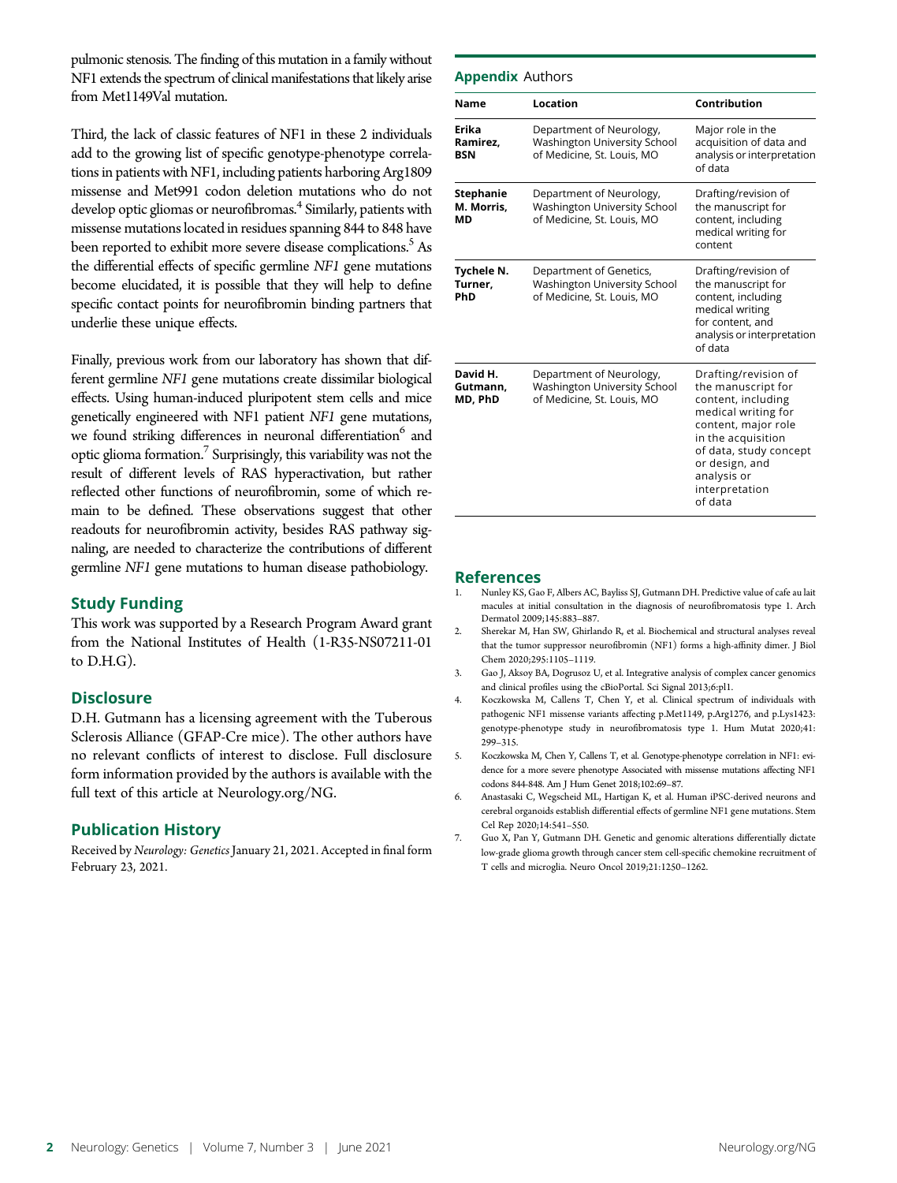pulmonic stenosis. The finding of this mutation in a family without NF1 extends the spectrum of clinical manifestations that likely arise from Met1149Val mutation.

Third, the lack of classic features of NF1 in these 2 individuals add to the growing list of specific genotype-phenotype correlations in patients with NF1, including patients harboring Arg1809 missense and Met991 codon deletion mutations who do not develop optic gliomas or neurofibromas.[4] Similarly, patients with missense mutations located in residues spanning 844 to 848 have been reported to exhibit more severe disease complications.[5] As the differential effects of specific germline *NF1* gene mutations become elucidated, it is possible that they will help to define specific contact points for neurofibromin binding partners that underlie these unique effects.

Finally, previous work from our laboratory has shown that different germline *NF1* gene mutations create dissimilar biological effects. Using human-induced pluripotent stem cells and mice genetically engineered with NF1 patient *NF1* gene mutations, we found striking differences in neuronal differentiation[6] and optic glioma formation.[7] Surprisingly, this variability was not the result of different levels of RAS hyperactivation, but rather reflected other functions of neurofibromin, some of which remain to be defined. These observations suggest that other readouts for neurofibromin activity, besides RAS pathway signaling, are needed to characterize the contributions of different germline *NF1* gene mutations to human disease pathobiology.

## Study Funding

This work was supported by a Research Program Award grant from the National Institutes of Health (1-R35-NS07211-01 to D.H.G).

## Disclosure

D.H. Gutmann has a licensing agreement with the Tuberous Sclerosis Alliance (GFAP-Cre mice). The other authors have no relevant conflicts of interest to disclose. Full disclosure form information provided by the authors is available with the full text of this article at Neurology.org/NG.

## Publication History

Received by *Neurology: Genetics* January 21, 2021. Accepted in final form February 23, 2021.

## Appendix Authors

| Name | Location | Contribution |
|---|---|---|
| **Erika Ramirez, BSN** | Department of Neurology, Washington University School of Medicine, St. Louis, MO | Major role in the acquisition of data and analysis or interpretation of data |
| **Stephanie M. Morris, MD** | Department of Neurology, Washington University School of Medicine, St. Louis, MO | Drafting/revision of the manuscript for content, including medical writing for content |
| **Tychele N. Turner, PhD** | Department of Genetics, Washington University School of Medicine, St. Louis, MO | Drafting/revision of the manuscript for content, including medical writing for content, and analysis or interpretation of data |
| **David H. Gutmann, MD, PhD** | Department of Neurology, Washington University School of Medicine, St. Louis, MO | Drafting/revision of the manuscript for content, including medical writing for content, major role in the acquisition of data, study concept or design, and analysis or interpretation of data |

## References

1. Nunley KS, Gao F, Albers AC, Bayliss SJ, Gutmann DH. Predictive value of cafe au lait macules at initial consultation in the diagnosis of neurofibromatosis type 1. Arch Dermatol 2009;145:883–887.
2. Sherekar M, Han SW, Ghirlando R, et al. Biochemical and structural analyses reveal that the tumor suppressor neurofibromin (NF1) forms a high-affinity dimer. J Biol Chem 2020;295:1105–1119.
3. Gao J, Aksoy BA, Dogrusoz U, et al. Integrative analysis of complex cancer genomics and clinical profiles using the cBioPortal. Sci Signal 2013;6:pl1.
4. Koczkowska M, Callens T, Chen Y, et al. Clinical spectrum of individuals with pathogenic NF1 missense variants affecting p.Met1149, p.Arg1276, and p.Lys1423: genotype-phenotype study in neurofibromatosis type 1. Hum Mutat 2020;41:299–315.
5. Koczkowska M, Chen Y, Callens T, et al. Genotype-phenotype correlation in NF1: evidence for a more severe phenotype Associated with missense mutations affecting NF1 codons 844-848. Am J Hum Genet 2018;102:69–87.
6. Anastasaki C, Wegscheid ML, Hartigan K, et al. Human iPSC-derived neurons and cerebral organoids establish differential effects of germline NF1 gene mutations. Stem Cel Rep 2020;14:541–550.
7. Guo X, Pan Y, Gutmann DH. Genetic and genomic alterations differentially dictate low-grade glioma growth through cancer stem cell-specific chemokine recruitment of T cells and microglia. Neuro Oncol 2019;21:1250–1262.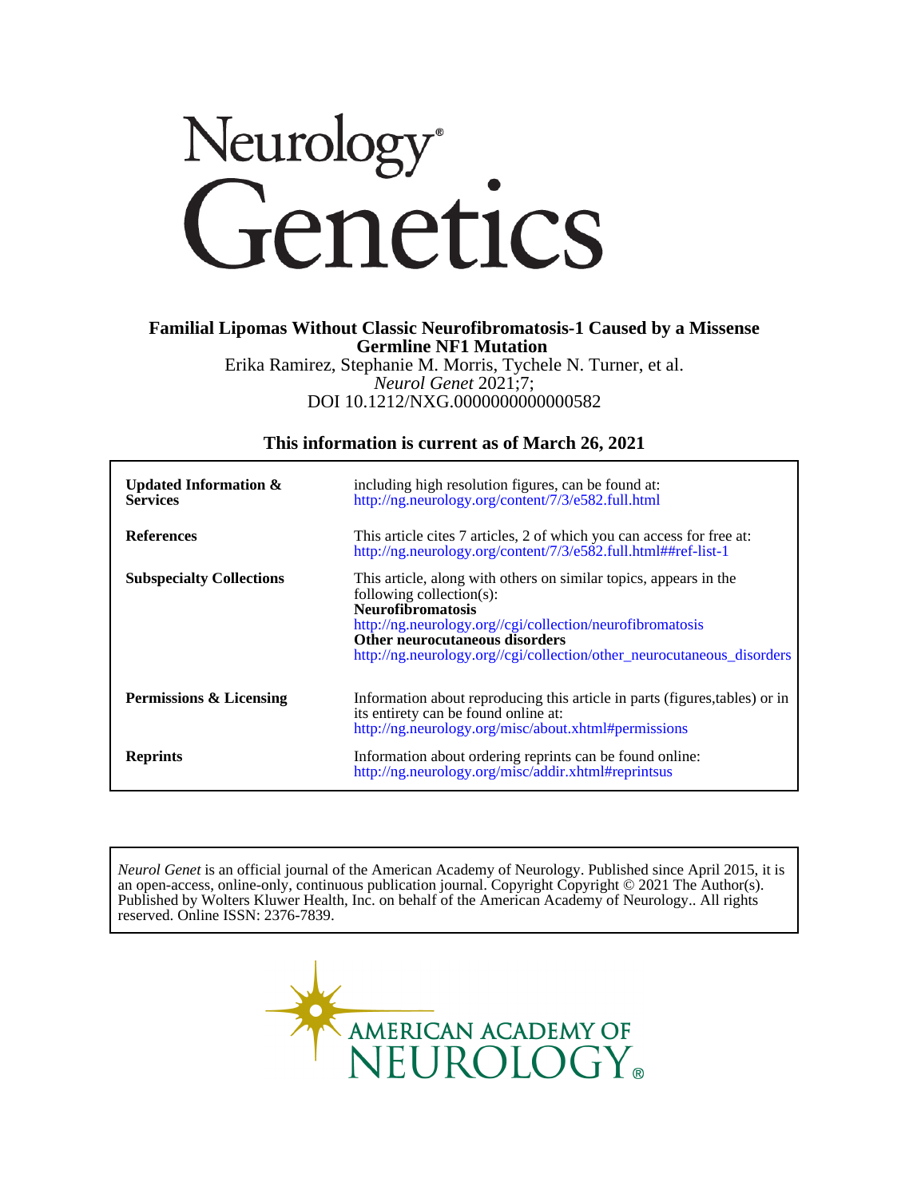# Neurology® Genetics

**Familial Lipomas Without Classic Neurofibromatosis-1 Caused by a Missense Germline NF1 Mutation**

Erika Ramirez, Stephanie M. Morris, Tychele N. Turner, et al.

*Neurol Genet* 2021;7;

DOI 10.1212/NXG.0000000000000582

**This information is current as of March 26, 2021**

| | |
|---|---|
| **Updated Information & Services** | including high resolution figures, can be found at: http://ng.neurology.org/content/7/3/e582.full.html |
| **References** | This article cites 7 articles, 2 of which you can access for free at: http://ng.neurology.org/content/7/3/e582.full.html##ref-list-1 |
| **Subspecialty Collections** | This article, along with others on similar topics, appears in the following collection(s): **Neurofibromatosis** http://ng.neurology.org//cgi/collection/neurofibromatosis **Other neurocutaneous disorders** http://ng.neurology.org//cgi/collection/other_neurocutaneous_disorders |
| **Permissions & Licensing** | Information about reproducing this article in parts (figures,tables) or in its entirety can be found online at: http://ng.neurology.org/misc/about.xhtml#permissions |
| **Reprints** | Information about ordering reprints can be found online: http://ng.neurology.org/misc/addir.xhtml#reprintsus |

*Neurol Genet* is an official journal of the American Academy of Neurology. Published since April 2015, it is an open-access, online-only, continuous publication journal. Copyright Copyright © 2021 The Author(s). Published by Wolters Kluwer Health, Inc. on behalf of the American Academy of Neurology.. All rights reserved. Online ISSN: 2376-7839.

AMERICAN ACADEMY OF NEUROLOGY®